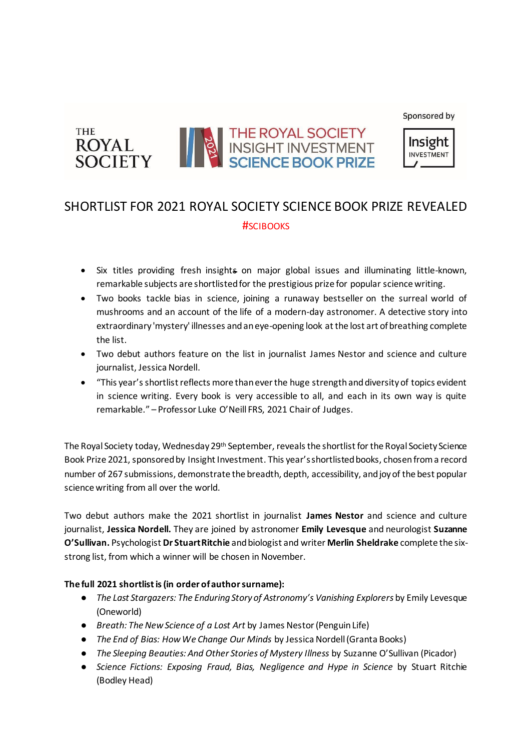THE ROYAL SOCIETY

THE ROYAL SOCIETY INSIGHT INVESTMENT SCIENCE BOOK PRIZE 2021

Sponsored by Insight INVESTMENT

# SHORTLIST FOR 2021 ROYAL SOCIETY SCIENCE BOOK PRIZE REVEALED

#SCIBOOKS

- Six titles providing fresh insights on major global issues and illuminating little-known, remarkable subjects are shortlisted for the prestigious prize for popular science writing.
- Two books tackle bias in science, joining a runaway bestseller on the surreal world of mushrooms and an account of the life of a modern-day astronomer. A detective story into extraordinary 'mystery' illnesses and an eye-opening look at the lost art of breathing complete the list.
- Two debut authors feature on the list in journalist James Nestor and science and culture journalist, Jessica Nordell.
- "This year's shortlist reflects more than ever the huge strength and diversity of topics evident in science writing. Every book is very accessible to all, and each in its own way is quite remarkable." – Professor Luke O'Neill FRS, 2021 Chair of Judges.

The Royal Society today, Wednesday 29th September, reveals the shortlist for the Royal Society Science Book Prize 2021, sponsored by Insight Investment. This year's shortlisted books, chosen from a record number of 267 submissions, demonstrate the breadth, depth, accessibility, and joy of the best popular science writing from all over the world.

Two debut authors make the 2021 shortlist in journalist **James Nestor** and science and culture journalist, **Jessica Nordell.** They are joined by astronomer **Emily Levesque** and neurologist **Suzanne O'Sullivan.** Psychologist **Dr Stuart Ritchie** and biologist and writer **Merlin Sheldrake** complete the six-strong list, from which a winner will be chosen in November.

**The full 2021 shortlist is (in order of author surname):**

- *The Last Stargazers: The Enduring Story of Astronomy's Vanishing Explorers* by Emily Levesque (Oneworld)
- *Breath: The New Science of a Lost Art* by James Nestor (Penguin Life)
- *The End of Bias: How We Change Our Minds* by Jessica Nordell (Granta Books)
- *The Sleeping Beauties: And Other Stories of Mystery Illness* by Suzanne O'Sullivan (Picador)
- *Science Fictions: Exposing Fraud, Bias, Negligence and Hype in Science* by Stuart Ritchie (Bodley Head)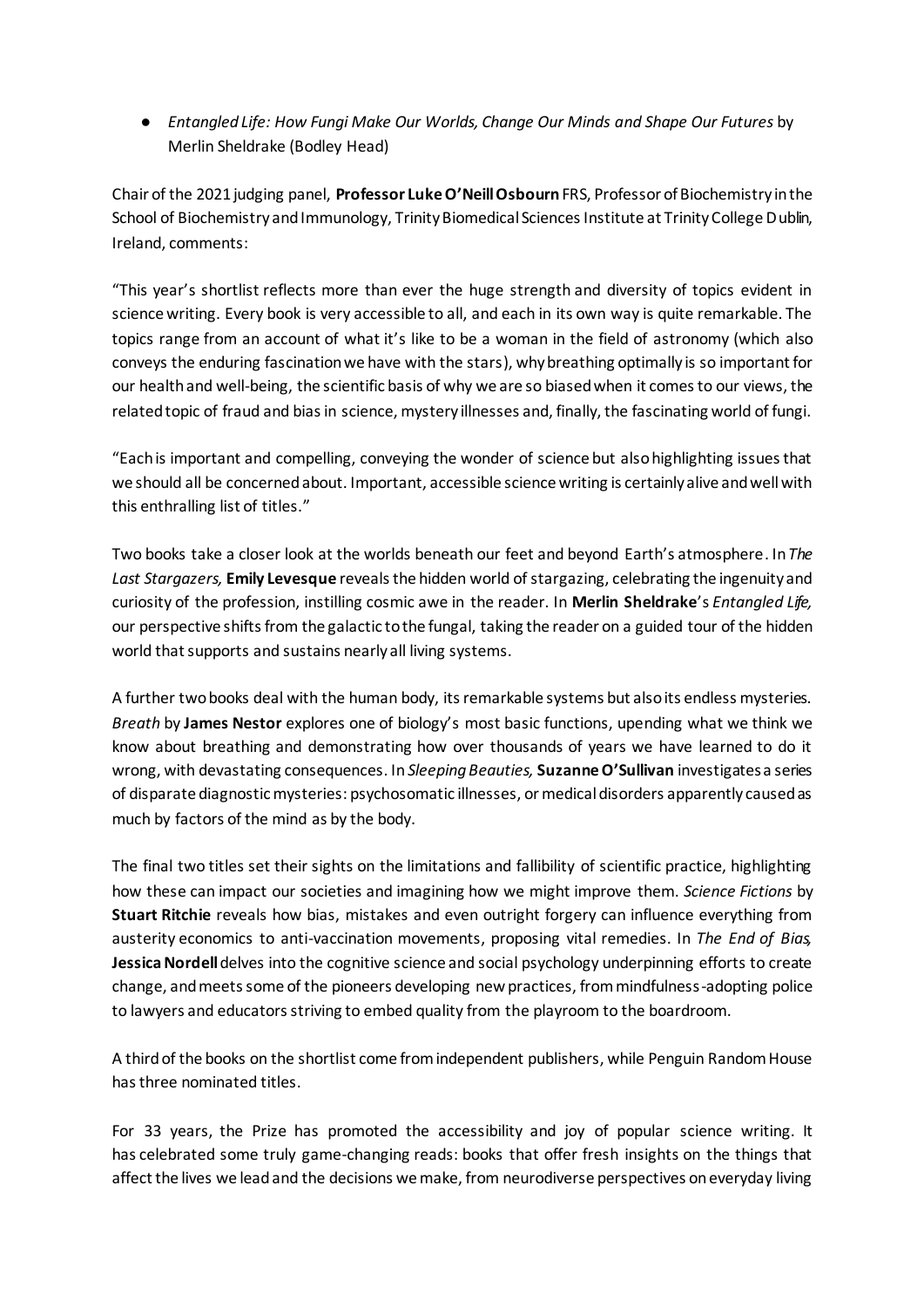- *Entangled Life: How Fungi Make Our Worlds, Change Our Minds and Shape Our Futures* by Merlin Sheldrake (Bodley Head)

Chair of the 2021 judging panel, **Professor Luke O'Neill Osbourn** FRS, Professor of Biochemistry in the School of Biochemistry and Immunology, Trinity Biomedical Sciences Institute at Trinity College Dublin, Ireland, comments:

"This year's shortlist reflects more than ever the huge strength and diversity of topics evident in science writing. Every book is very accessible to all, and each in its own way is quite remarkable. The topics range from an account of what it's like to be a woman in the field of astronomy (which also conveys the enduring fascination we have with the stars), why breathing optimally is so important for our health and well-being, the scientific basis of why we are so biased when it comes to our views, the related topic of fraud and bias in science, mystery illnesses and, finally, the fascinating world of fungi.

"Each is important and compelling, conveying the wonder of science but also highlighting issues that we should all be concerned about. Important, accessible science writing is certainly alive and well with this enthralling list of titles."

Two books take a closer look at the worlds beneath our feet and beyond Earth's atmosphere. In *The Last Stargazers,* **Emily Levesque** reveals the hidden world of stargazing, celebrating the ingenuity and curiosity of the profession, instilling cosmic awe in the reader. In **Merlin Sheldrake**'s *Entangled Life,* our perspective shifts from the galactic to the fungal, taking the reader on a guided tour of the hidden world that supports and sustains nearly all living systems.

A further two books deal with the human body, its remarkable systems but also its endless mysteries. *Breath* by **James Nestor** explores one of biology's most basic functions, upending what we think we know about breathing and demonstrating how over thousands of years we have learned to do it wrong, with devastating consequences. In *Sleeping Beauties,* **Suzanne O'Sullivan** investigates a series of disparate diagnostic mysteries: psychosomatic illnesses, or medical disorders apparently caused as much by factors of the mind as by the body.

The final two titles set their sights on the limitations and fallibility of scientific practice, highlighting how these can impact our societies and imagining how we might improve them. *Science Fictions* by **Stuart Ritchie** reveals how bias, mistakes and even outright forgery can influence everything from austerity economics to anti-vaccination movements, proposing vital remedies. In *The End of Bias,* **Jessica Nordell** delves into the cognitive science and social psychology underpinning efforts to create change, and meets some of the pioneers developing new practices, from mindfulness-adopting police to lawyers and educators striving to embed quality from the playroom to the boardroom.

A third of the books on the shortlist come from independent publishers, while Penguin Random House has three nominated titles.

For 33 years, the Prize has promoted the accessibility and joy of popular science writing. It has celebrated some truly game-changing reads: books that offer fresh insights on the things that affect the lives we lead and the decisions we make, from neurodiverse perspectives on everyday living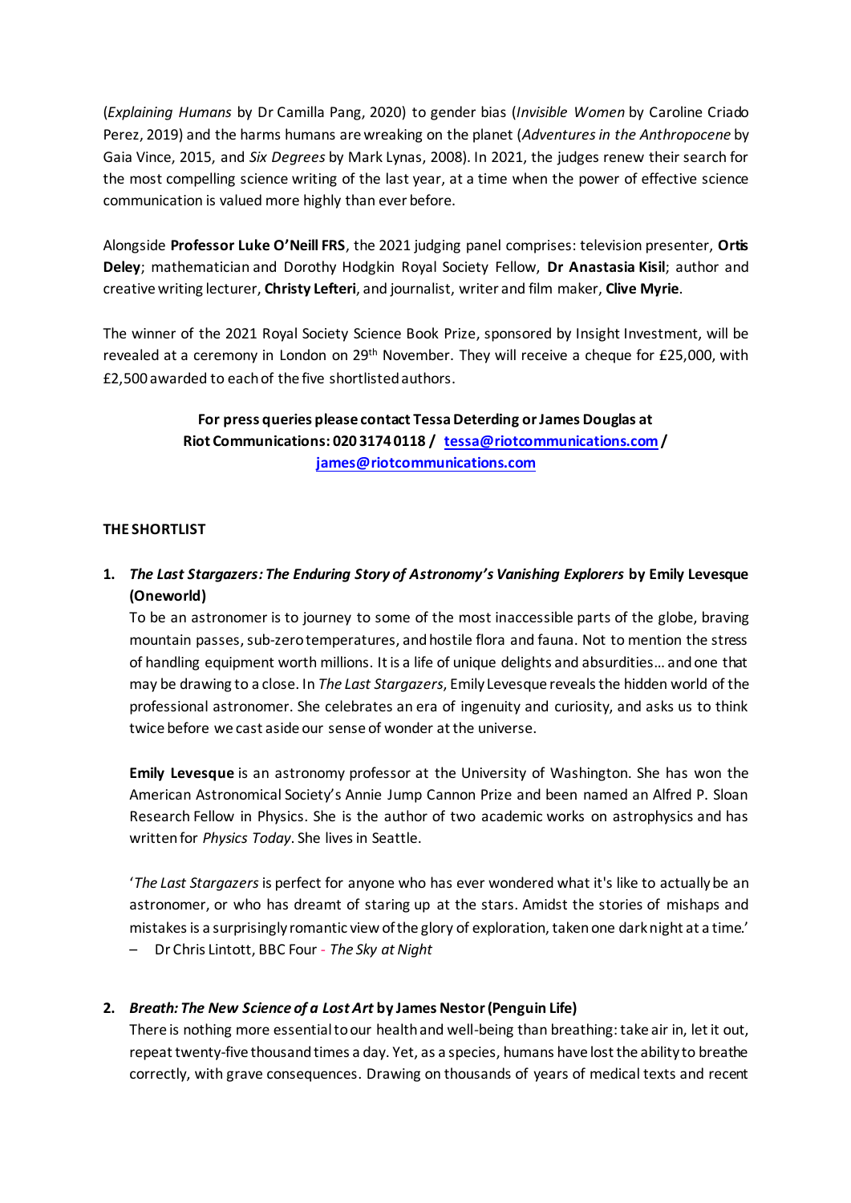(*Explaining Humans* by Dr Camilla Pang, 2020) to gender bias (*Invisible Women* by Caroline Criado Perez, 2019) and the harms humans are wreaking on the planet (*Adventures in the Anthropocene* by Gaia Vince, 2015, and *Six Degrees* by Mark Lynas, 2008). In 2021, the judges renew their search for the most compelling science writing of the last year, at a time when the power of effective science communication is valued more highly than ever before.

Alongside **Professor Luke O'Neill FRS**, the 2021 judging panel comprises: television presenter, **Ortis Deley**; mathematician and Dorothy Hodgkin Royal Society Fellow, **Dr Anastasia Kisil**; author and creative writing lecturer, **Christy Lefteri**, and journalist, writer and film maker, **Clive Myrie**.

The winner of the 2021 Royal Society Science Book Prize, sponsored by Insight Investment, will be revealed at a ceremony in London on 29th November. They will receive a cheque for £25,000, with £2,500 awarded to each of the five shortlisted authors.

**For press queries please contact Tessa Deterding or James Douglas at Riot Communications: 020 3174 0118 / tessa@riotcommunications.com / james@riotcommunications.com**

**THE SHORTLIST**

1. ***The Last Stargazers: The Enduring Story of Astronomy's Vanishing Explorers* by Emily Levesque (Oneworld)**

   To be an astronomer is to journey to some of the most inaccessible parts of the globe, braving mountain passes, sub-zero temperatures, and hostile flora and fauna. Not to mention the stress of handling equipment worth millions. It is a life of unique delights and absurdities… and one that may be drawing to a close. In *The Last Stargazers*, Emily Levesque reveals the hidden world of the professional astronomer. She celebrates an era of ingenuity and curiosity, and asks us to think twice before we cast aside our sense of wonder at the universe.

   **Emily Levesque** is an astronomy professor at the University of Washington. She has won the American Astronomical Society's Annie Jump Cannon Prize and been named an Alfred P. Sloan Research Fellow in Physics. She is the author of two academic works on astrophysics and has written for *Physics Today*. She lives in Seattle.

   '*The Last Stargazers* is perfect for anyone who has ever wondered what it's like to actually be an astronomer, or who has dreamt of staring up at the stars. Amidst the stories of mishaps and mistakes is a surprisingly romantic view of the glory of exploration, taken one dark night at a time.'
   – Dr Chris Lintott, BBC Four - *The Sky at Night*

2. ***Breath: The New Science of a Lost Art* by James Nestor (Penguin Life)**

   There is nothing more essential to our health and well-being than breathing: take air in, let it out, repeat twenty-five thousand times a day. Yet, as a species, humans have lost the ability to breathe correctly, with grave consequences. Drawing on thousands of years of medical texts and recent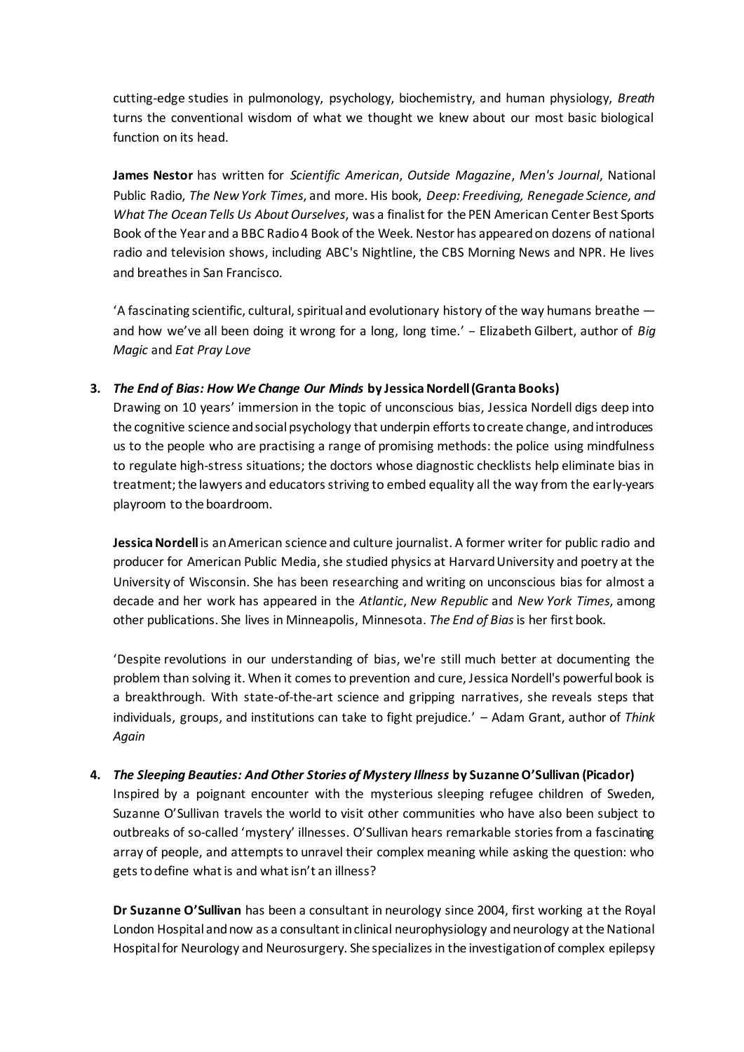cutting-edge studies in pulmonology, psychology, biochemistry, and human physiology, *Breath* turns the conventional wisdom of what we thought we knew about our most basic biological function on its head.

**James Nestor** has written for *Scientific American*, *Outside Magazine*, *Men's Journal*, National Public Radio, *The New York Times*, and more. His book, *Deep: Freediving, Renegade Science, and What The Ocean Tells Us About Ourselves*, was a finalist for the PEN American Center Best Sports Book of the Year and a BBC Radio 4 Book of the Week. Nestor has appeared on dozens of national radio and television shows, including ABC's Nightline, the CBS Morning News and NPR. He lives and breathes in San Francisco.

'A fascinating scientific, cultural, spiritual and evolutionary history of the way humans breathe — and how we've all been doing it wrong for a long, long time.' – Elizabeth Gilbert, author of *Big Magic* and *Eat Pray Love*

3. ***The End of Bias: How We Change Our Minds* by Jessica Nordell (Granta Books)**

Drawing on 10 years' immersion in the topic of unconscious bias, Jessica Nordell digs deep into the cognitive science and social psychology that underpin efforts to create change, and introduces us to the people who are practising a range of promising methods: the police using mindfulness to regulate high-stress situations; the doctors whose diagnostic checklists help eliminate bias in treatment; the lawyers and educators striving to embed equality all the way from the early-years playroom to the boardroom.

**Jessica Nordell** is an American science and culture journalist. A former writer for public radio and producer for American Public Media, she studied physics at Harvard University and poetry at the University of Wisconsin. She has been researching and writing on unconscious bias for almost a decade and her work has appeared in the *Atlantic*, *New Republic* and *New York Times*, among other publications. She lives in Minneapolis, Minnesota. *The End of Bias* is her first book.

'Despite revolutions in our understanding of bias, we're still much better at documenting the problem than solving it. When it comes to prevention and cure, Jessica Nordell's powerful book is a breakthrough. With state-of-the-art science and gripping narratives, she reveals steps that individuals, groups, and institutions can take to fight prejudice.' – Adam Grant, author of *Think Again*

4. ***The Sleeping Beauties: And Other Stories of Mystery Illness* by Suzanne O'Sullivan (Picador)**

Inspired by a poignant encounter with the mysterious sleeping refugee children of Sweden, Suzanne O'Sullivan travels the world to visit other communities who have also been subject to outbreaks of so-called 'mystery' illnesses. O'Sullivan hears remarkable stories from a fascinating array of people, and attempts to unravel their complex meaning while asking the question: who gets to define what is and what isn't an illness?

**Dr Suzanne O'Sullivan** has been a consultant in neurology since 2004, first working at the Royal London Hospital and now as a consultant in clinical neurophysiology and neurology at the National Hospital for Neurology and Neurosurgery. She specializes in the investigation of complex epilepsy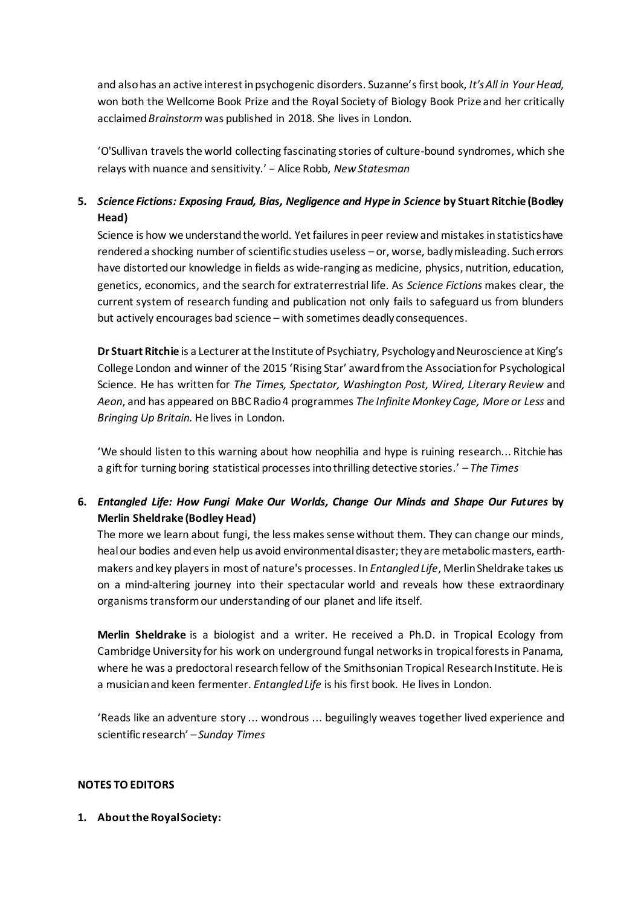and also has an active interest in psychogenic disorders. Suzanne's first book, *It's All in Your Head*, won both the Wellcome Book Prize and the Royal Society of Biology Book Prize and her critically acclaimed *Brainstorm* was published in 2018. She lives in London.

'O'Sullivan travels the world collecting fascinating stories of culture-bound syndromes, which she relays with nuance and sensitivity.' – Alice Robb, *New Statesman*

5. ***Science Fictions: Exposing Fraud, Bias, Negligence and Hype in Science*** **by Stuart Ritchie (Bodley Head)**

   Science is how we understand the world. Yet failures in peer review and mistakes in statistics have rendered a shocking number of scientific studies useless – or, worse, badly misleading. Such errors have distorted our knowledge in fields as wide-ranging as medicine, physics, nutrition, education, genetics, economics, and the search for extraterrestrial life. As *Science Fictions* makes clear, the current system of research funding and publication not only fails to safeguard us from blunders but actively encourages bad science – with sometimes deadly consequences.

   **Dr Stuart Ritchie** is a Lecturer at the Institute of Psychiatry, Psychology and Neuroscience at King's College London and winner of the 2015 'Rising Star' award from the Association for Psychological Science. He has written for *The Times, Spectator, Washington Post, Wired, Literary Review* and *Aeon*, and has appeared on BBC Radio 4 programmes *The Infinite Monkey Cage, More or Less* and *Bringing Up Britain.* He lives in London.

   'We should listen to this warning about how neophilia and hype is ruining research... Ritchie has a gift for turning boring statistical processes into thrilling detective stories.' – *The Times*

6. ***Entangled Life: How Fungi Make Our Worlds, Change Our Minds and Shape Our Futures*** **by Merlin Sheldrake (Bodley Head)**

   The more we learn about fungi, the less makes sense without them. They can change our minds, heal our bodies and even help us avoid environmental disaster; they are metabolic masters, earth-makers and key players in most of nature's processes. In *Entangled Life*, Merlin Sheldrake takes us on a mind-altering journey into their spectacular world and reveals how these extraordinary organisms transform our understanding of our planet and life itself.

   **Merlin Sheldrake** is a biologist and a writer. He received a Ph.D. in Tropical Ecology from Cambridge University for his work on underground fungal networks in tropical forests in Panama, where he was a predoctoral research fellow of the Smithsonian Tropical Research Institute. He is a musician and keen fermenter. *Entangled Life* is his first book. He lives in London.

   'Reads like an adventure story ... wondrous ... beguilingly weaves together lived experience and scientific research' – *Sunday Times*

**NOTES TO EDITORS**

1. **About the Royal Society:**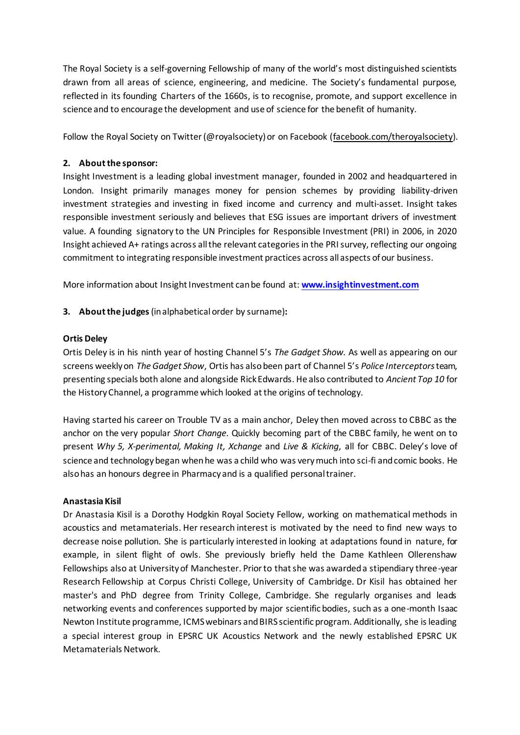The Royal Society is a self-governing Fellowship of many of the world's most distinguished scientists drawn from all areas of science, engineering, and medicine. The Society's fundamental purpose, reflected in its founding Charters of the 1660s, is to recognise, promote, and support excellence in science and to encourage the development and use of science for the benefit of humanity.

Follow the Royal Society on Twitter (@royalsociety) or on Facebook (facebook.com/theroyalsociety).

**2. About the sponsor:**

Insight Investment is a leading global investment manager, founded in 2002 and headquartered in London. Insight primarily manages money for pension schemes by providing liability-driven investment strategies and investing in fixed income and currency and multi-asset. Insight takes responsible investment seriously and believes that ESG issues are important drivers of investment value. A founding signatory to the UN Principles for Responsible Investment (PRI) in 2006, in 2020 Insight achieved A+ ratings across all the relevant categories in the PRI survey, reflecting our ongoing commitment to integrating responsible investment practices across all aspects of our business.

More information about Insight Investment can be found at: **www.insightinvestment.com**

**3. About the judges** (in alphabetical order by surname)**:**

**Ortis Deley**

Ortis Deley is in his ninth year of hosting Channel 5's *The Gadget Show.* As well as appearing on our screens weekly on *The Gadget Show*, Ortis has also been part of Channel 5's *Police Interceptors* team, presenting specials both alone and alongside Rick Edwards. He also contributed to *Ancient Top 10* for the History Channel, a programme which looked at the origins of technology.

Having started his career on Trouble TV as a main anchor, Deley then moved across to CBBC as the anchor on the very popular *Short Change.* Quickly becoming part of the CBBC family, he went on to present *Why 5, X-perimental, Making It, Xchange* and *Live & Kicking*, all for CBBC. Deley's love of science and technology began when he was a child who was very much into sci-fi and comic books. He also has an honours degree in Pharmacy and is a qualified personal trainer.

**Anastasia Kisil**

Dr Anastasia Kisil is a Dorothy Hodgkin Royal Society Fellow, working on mathematical methods in acoustics and metamaterials. Her research interest is motivated by the need to find new ways to decrease noise pollution. She is particularly interested in looking at adaptations found in nature, for example, in silent flight of owls. She previously briefly held the Dame Kathleen Ollerenshaw Fellowships also at University of Manchester. Prior to that she was awarded a stipendiary three-year Research Fellowship at Corpus Christi College, University of Cambridge. Dr Kisil has obtained her master's and PhD degree from Trinity College, Cambridge. She regularly organises and leads networking events and conferences supported by major scientific bodies, such as a one-month Isaac Newton Institute programme, ICMS webinars and BIRS scientific program. Additionally, she is leading a special interest group in EPSRC UK Acoustics Network and the newly established EPSRC UK Metamaterials Network.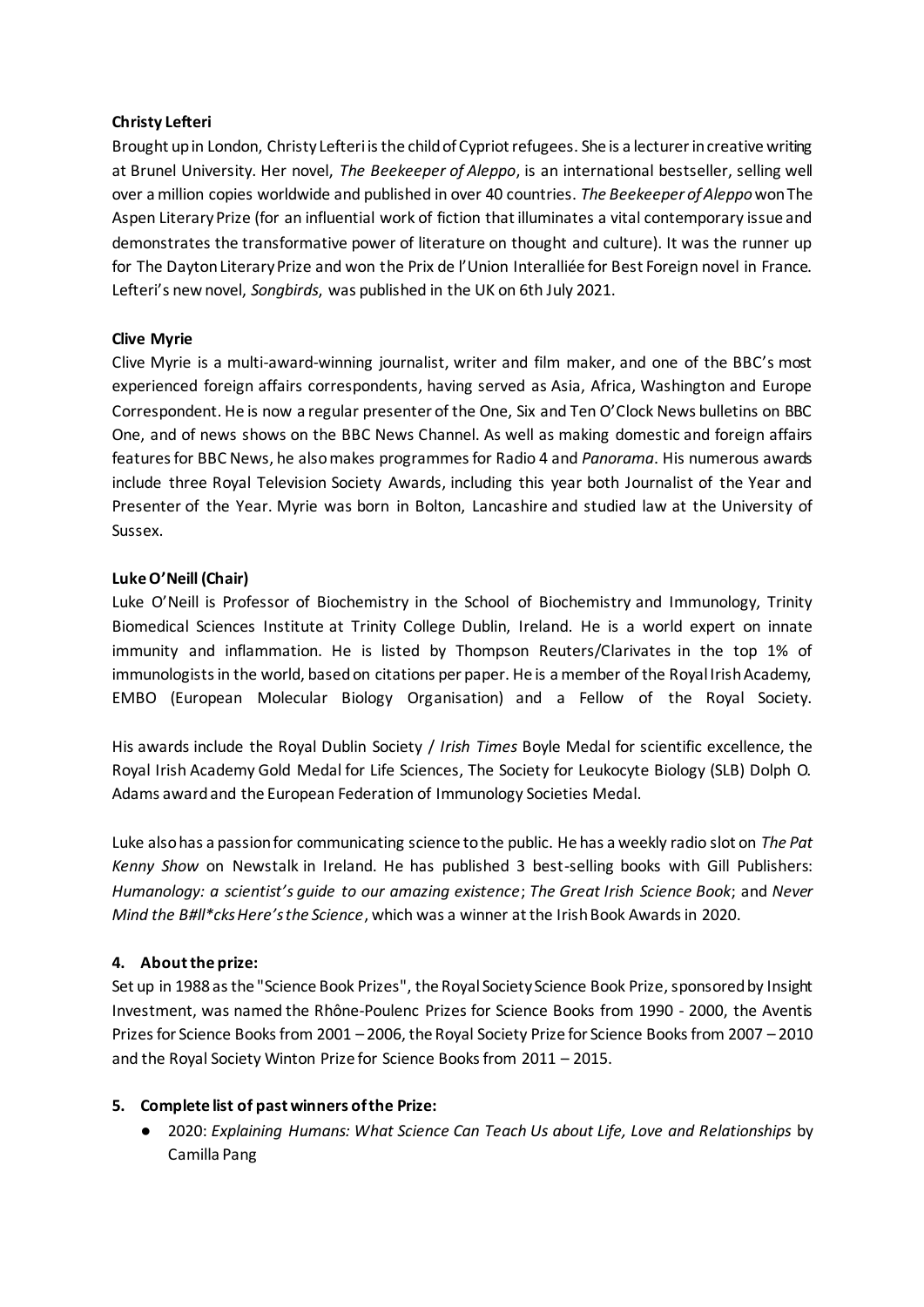**Christy Lefteri**

Brought up in London, Christy Lefteri is the child of Cypriot refugees. She is a lecturer in creative writing at Brunel University. Her novel, *The Beekeeper of Aleppo*, is an international bestseller, selling well over a million copies worldwide and published in over 40 countries. *The Beekeeper of Aleppo* won The Aspen Literary Prize (for an influential work of fiction that illuminates a vital contemporary issue and demonstrates the transformative power of literature on thought and culture). It was the runner up for The Dayton Literary Prize and won the Prix de l'Union Interalliée for Best Foreign novel in France. Lefteri's new novel, *Songbirds*, was published in the UK on 6th July 2021.

**Clive Myrie**

Clive Myrie is a multi-award-winning journalist, writer and film maker, and one of the BBC's most experienced foreign affairs correspondents, having served as Asia, Africa, Washington and Europe Correspondent. He is now a regular presenter of the One, Six and Ten O'Clock News bulletins on BBC One, and of news shows on the BBC News Channel. As well as making domestic and foreign affairs features for BBC News, he also makes programmes for Radio 4 and *Panorama*. His numerous awards include three Royal Television Society Awards, including this year both Journalist of the Year and Presenter of the Year. Myrie was born in Bolton, Lancashire and studied law at the University of Sussex.

**Luke O'Neill (Chair)**

Luke O'Neill is Professor of Biochemistry in the School of Biochemistry and Immunology, Trinity Biomedical Sciences Institute at Trinity College Dublin, Ireland. He is a world expert on innate immunity and inflammation. He is listed by Thompson Reuters/Clarivates in the top 1% of immunologists in the world, based on citations per paper. He is a member of the Royal Irish Academy, EMBO (European Molecular Biology Organisation) and a Fellow of the Royal Society.

His awards include the Royal Dublin Society / *Irish Times* Boyle Medal for scientific excellence, the Royal Irish Academy Gold Medal for Life Sciences, The Society for Leukocyte Biology (SLB) Dolph O. Adams award and the European Federation of Immunology Societies Medal.

Luke also has a passion for communicating science to the public. He has a weekly radio slot on *The Pat Kenny Show* on Newstalk in Ireland. He has published 3 best-selling books with Gill Publishers: *Humanology: a scientist's guide to our amazing existence*; *The Great Irish Science Book*; and *Never Mind the B#ll*cks Here's the Science*, which was a winner at the Irish Book Awards in 2020.

## 4. About the prize:

Set up in 1988 as the "Science Book Prizes", the Royal Society Science Book Prize, sponsored by Insight Investment, was named the Rhône-Poulenc Prizes for Science Books from 1990 - 2000, the Aventis Prizes for Science Books from 2001 – 2006, the Royal Society Prize for Science Books from 2007 – 2010 and the Royal Society Winton Prize for Science Books from 2011 – 2015.

## 5. Complete list of past winners of the Prize:

- 2020: *Explaining Humans: What Science Can Teach Us about Life, Love and Relationships* by Camilla Pang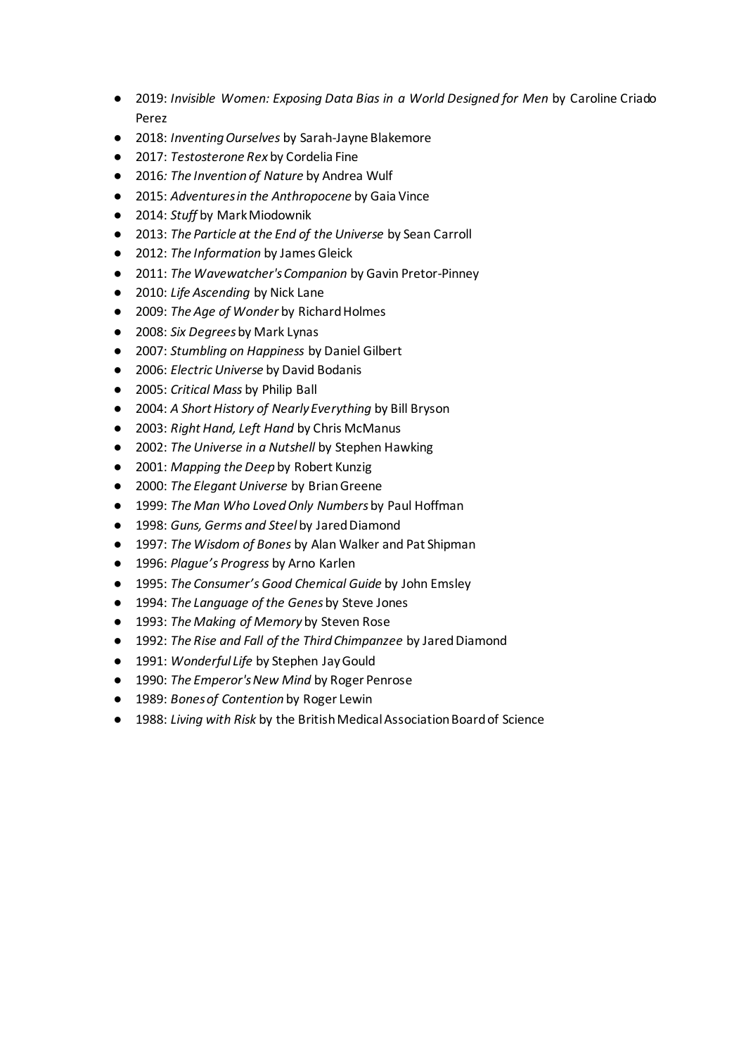- 2019: *Invisible Women: Exposing Data Bias in a World Designed for Men* by Caroline Criado Perez
- 2018: *Inventing Ourselves* by Sarah-Jayne Blakemore
- 2017: *Testosterone Rex* by Cordelia Fine
- 2016: *The Invention of Nature* by Andrea Wulf
- 2015: *Adventures in the Anthropocene* by Gaia Vince
- 2014: *Stuff* by Mark Miodownik
- 2013: *The Particle at the End of the Universe* by Sean Carroll
- 2012: *The Information* by James Gleick
- 2011: *The Wavewatcher's Companion* by Gavin Pretor-Pinney
- 2010: *Life Ascending* by Nick Lane
- 2009: *The Age of Wonder* by Richard Holmes
- 2008: *Six Degrees* by Mark Lynas
- 2007: *Stumbling on Happiness* by Daniel Gilbert
- 2006: *Electric Universe* by David Bodanis
- 2005: *Critical Mass* by Philip Ball
- 2004: *A Short History of Nearly Everything* by Bill Bryson
- 2003: *Right Hand, Left Hand* by Chris McManus
- 2002: *The Universe in a Nutshell* by Stephen Hawking
- 2001: *Mapping the Deep* by Robert Kunzig
- 2000: *The Elegant Universe* by Brian Greene
- 1999: *The Man Who Loved Only Numbers* by Paul Hoffman
- 1998: *Guns, Germs and Steel* by Jared Diamond
- 1997: *The Wisdom of Bones* by Alan Walker and Pat Shipman
- 1996: *Plague's Progress* by Arno Karlen
- 1995: *The Consumer's Good Chemical Guide* by John Emsley
- 1994: *The Language of the Genes* by Steve Jones
- 1993: *The Making of Memory* by Steven Rose
- 1992: *The Rise and Fall of the Third Chimpanzee* by Jared Diamond
- 1991: *Wonderful Life* by Stephen Jay Gould
- 1990: *The Emperor's New Mind* by Roger Penrose
- 1989: *Bones of Contention* by Roger Lewin
- 1988: *Living with Risk* by the British Medical Association Board of Science